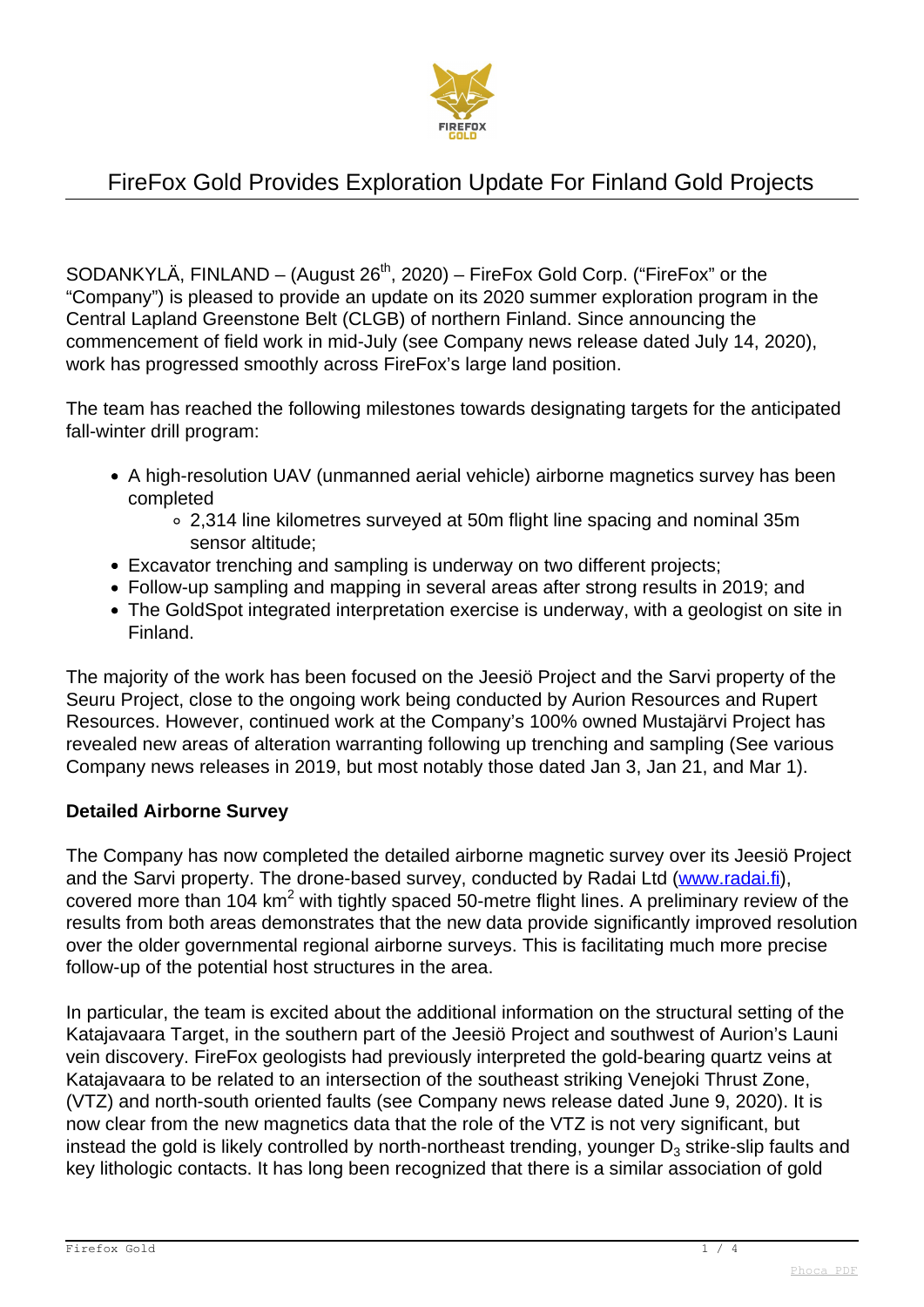# FireFox Gold Provides Exploration Update For Finland Gold Projects

SODANKYLÄ, FINLAND – (August 26th, 2020) – FireFox Gold Corp. ("FireFox" or the "Company") is pleased to provide an update on its 2020 summer exploration program in the Central Lapland Greenstone Belt (CLGB) of northern Finland. Since announcing the commencement of field work in mid-July (see Company news release dated July 14, 2020), work has progressed smoothly across FireFox's large land position.

The team has reached the following milestones towards designating targets for the anticipated fall-winter drill program:

- A high-resolution UAV (unmanned aerial vehicle) airborne magnetics survey has been completed
  - 2,314 line kilometres surveyed at 50m flight line spacing and nominal 35m sensor altitude;
- Excavator trenching and sampling is underway on two different projects;
- Follow-up sampling and mapping in several areas after strong results in 2019; and
- The GoldSpot integrated interpretation exercise is underway, with a geologist on site in Finland.

The majority of the work has been focused on the Jeesiö Project and the Sarvi property of the Seuru Project, close to the ongoing work being conducted by Aurion Resources and Rupert Resources. However, continued work at the Company's 100% owned Mustajärvi Project has revealed new areas of alteration warranting following up trenching and sampling (See various Company news releases in 2019, but most notably those dated Jan 3, Jan 21, and Mar 1).

**Detailed Airborne Survey**

The Company has now completed the detailed airborne magnetic survey over its Jeesiö Project and the Sarvi property. The drone-based survey, conducted by Radai Ltd (www.radai.fi), covered more than 104 km$^2$ with tightly spaced 50-metre flight lines. A preliminary review of the results from both areas demonstrates that the new data provide significantly improved resolution over the older governmental regional airborne surveys. This is facilitating much more precise follow-up of the potential host structures in the area.

In particular, the team is excited about the additional information on the structural setting of the Katajavaara Target, in the southern part of the Jeesiö Project and southwest of Aurion's Launi vein discovery. FireFox geologists had previously interpreted the gold-bearing quartz veins at Katajavaara to be related to an intersection of the southeast striking Venejoki Thrust Zone, (VTZ) and north-south oriented faults (see Company news release dated June 9, 2020). It is now clear from the new magnetics data that the role of the VTZ is not very significant, but instead the gold is likely controlled by north-northeast trending, younger $D_3$ strike-slip faults and key lithologic contacts. It has long been recognized that there is a similar association of gold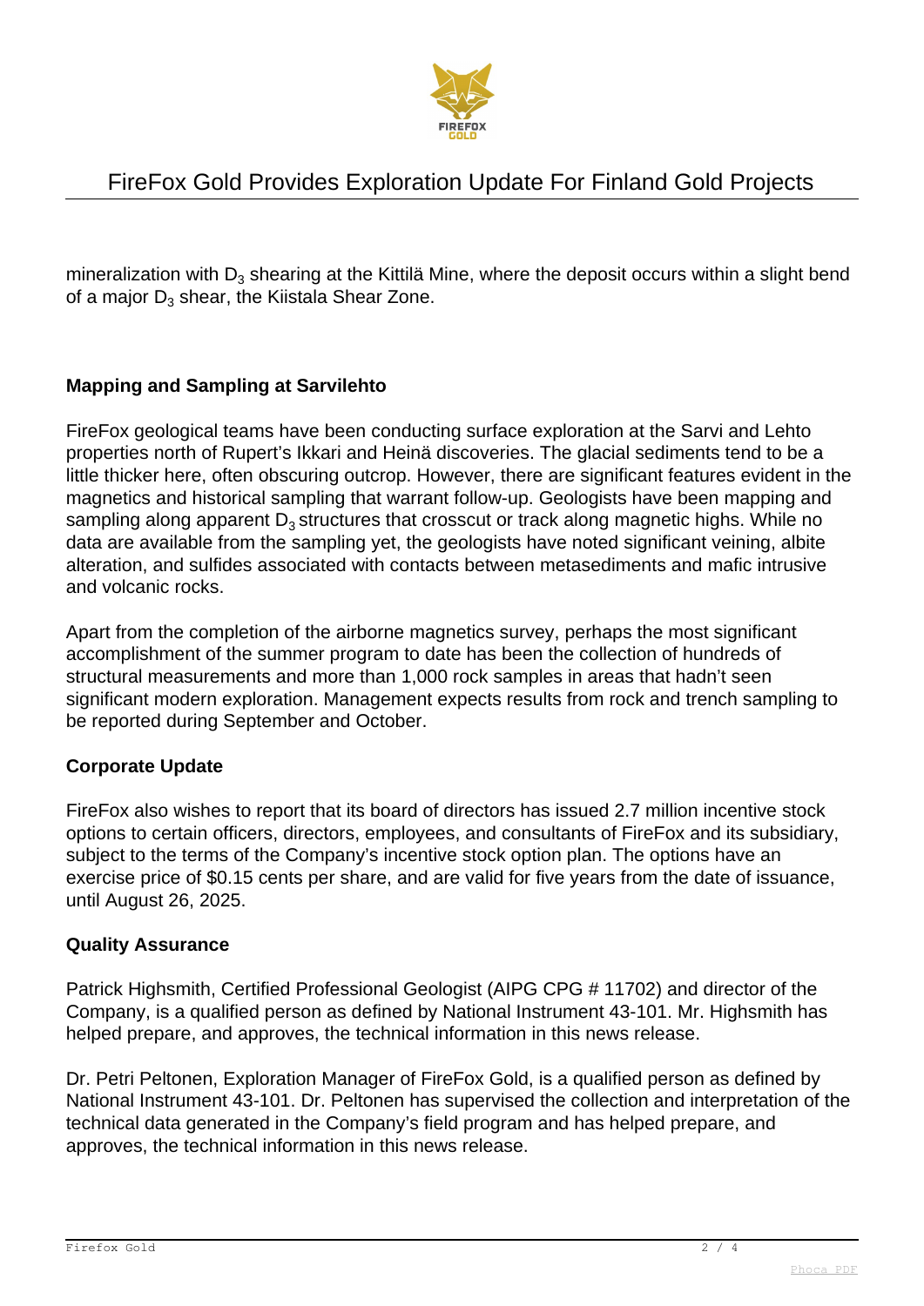mineralization with $D_3$ shearing at the Kittilä Mine, where the deposit occurs within a slight bend of a major $D_3$ shear, the Kiistala Shear Zone.

**Mapping and Sampling at Sarvilehto**

FireFox geological teams have been conducting surface exploration at the Sarvi and Lehto properties north of Rupert's Ikkari and Heinä discoveries. The glacial sediments tend to be a little thicker here, often obscuring outcrop. However, there are significant features evident in the magnetics and historical sampling that warrant follow-up. Geologists have been mapping and sampling along apparent $D_3$ structures that crosscut or track along magnetic highs. While no data are available from the sampling yet, the geologists have noted significant veining, albite alteration, and sulfides associated with contacts between metasediments and mafic intrusive and volcanic rocks.

Apart from the completion of the airborne magnetics survey, perhaps the most significant accomplishment of the summer program to date has been the collection of hundreds of structural measurements and more than 1,000 rock samples in areas that hadn't seen significant modern exploration. Management expects results from rock and trench sampling to be reported during September and October.

**Corporate Update**

FireFox also wishes to report that its board of directors has issued 2.7 million incentive stock options to certain officers, directors, employees, and consultants of FireFox and its subsidiary, subject to the terms of the Company's incentive stock option plan. The options have an exercise price of $0.15 cents per share, and are valid for five years from the date of issuance, until August 26, 2025.

**Quality Assurance**

Patrick Highsmith, Certified Professional Geologist (AIPG CPG # 11702) and director of the Company, is a qualified person as defined by National Instrument 43-101. Mr. Highsmith has helped prepare, and approves, the technical information in this news release.

Dr. Petri Peltonen, Exploration Manager of FireFox Gold, is a qualified person as defined by National Instrument 43-101. Dr. Peltonen has supervised the collection and interpretation of the technical data generated in the Company's field program and has helped prepare, and approves, the technical information in this news release.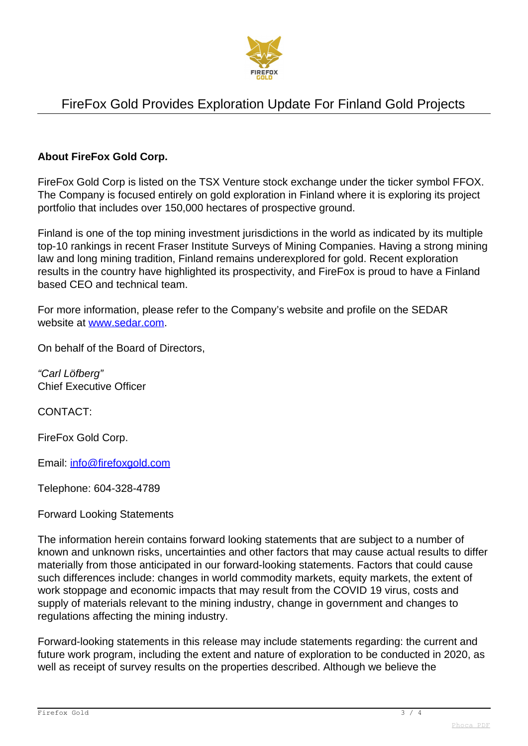**About FireFox Gold Corp.**

FireFox Gold Corp is listed on the TSX Venture stock exchange under the ticker symbol FFOX. The Company is focused entirely on gold exploration in Finland where it is exploring its project portfolio that includes over 150,000 hectares of prospective ground.

Finland is one of the top mining investment jurisdictions in the world as indicated by its multiple top-10 rankings in recent Fraser Institute Surveys of Mining Companies. Having a strong mining law and long mining tradition, Finland remains underexplored for gold. Recent exploration results in the country have highlighted its prospectivity, and FireFox is proud to have a Finland based CEO and technical team.

For more information, please refer to the Company's website and profile on the SEDAR website at [www.sedar.com](http://www.sedar.com).

On behalf of the Board of Directors,

*"Carl Löfberg"*
Chief Executive Officer

CONTACT:

FireFox Gold Corp.

Email: [info@firefoxgold.com](mailto:info@firefoxgold.com)

Telephone: 604-328-4789

Forward Looking Statements

The information herein contains forward looking statements that are subject to a number of known and unknown risks, uncertainties and other factors that may cause actual results to differ materially from those anticipated in our forward-looking statements. Factors that could cause such differences include: changes in world commodity markets, equity markets, the extent of work stoppage and economic impacts that may result from the COVID 19 virus, costs and supply of materials relevant to the mining industry, change in government and changes to regulations affecting the mining industry.

Forward-looking statements in this release may include statements regarding: the current and future work program, including the extent and nature of exploration to be conducted in 2020, as well as receipt of survey results on the properties described. Although we believe the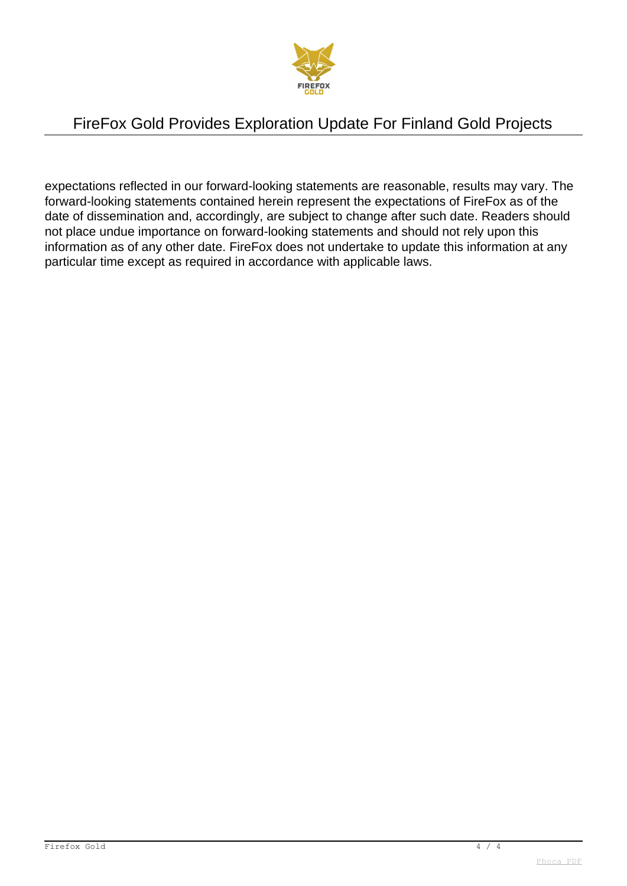expectations reflected in our forward-looking statements are reasonable, results may vary. The forward-looking statements contained herein represent the expectations of FireFox as of the date of dissemination and, accordingly, are subject to change after such date. Readers should not place undue importance on forward-looking statements and should not rely upon this information as of any other date. FireFox does not undertake to update this information at any particular time except as required in accordance with applicable laws.